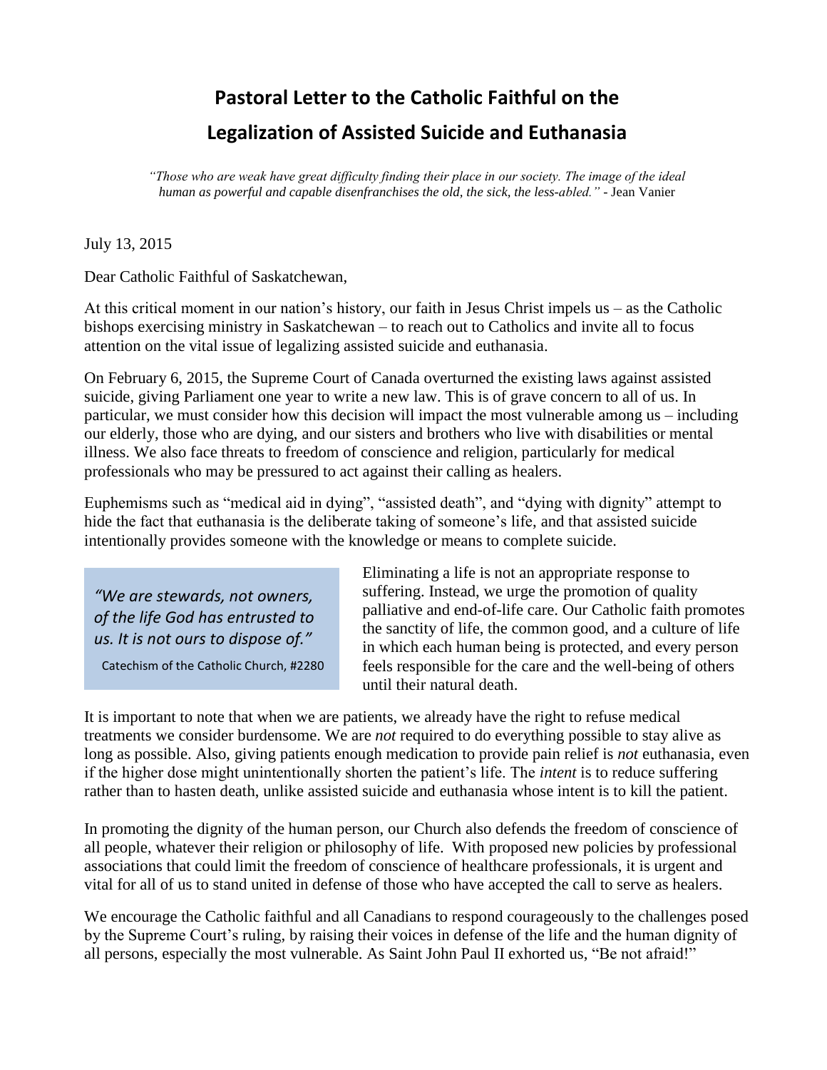# Pastoral Letter to the Catholic Faithful on the Legalization of Assisted Suicide and Euthanasia

*"Those who are weak have great difficulty finding their place in our society. The image of the ideal human as powerful and capable disenfranchises the old, the sick, the less-abled."* - Jean Vanier

July 13, 2015

Dear Catholic Faithful of Saskatchewan,

At this critical moment in our nation's history, our faith in Jesus Christ impels us – as the Catholic bishops exercising ministry in Saskatchewan – to reach out to Catholics and invite all to focus attention on the vital issue of legalizing assisted suicide and euthanasia.

On February 6, 2015, the Supreme Court of Canada overturned the existing laws against assisted suicide, giving Parliament one year to write a new law. This is of grave concern to all of us. In particular, we must consider how this decision will impact the most vulnerable among us – including our elderly, those who are dying, and our sisters and brothers who live with disabilities or mental illness. We also face threats to freedom of conscience and religion, particularly for medical professionals who may be pressured to act against their calling as healers.

Euphemisms such as "medical aid in dying", "assisted death", and "dying with dignity" attempt to hide the fact that euthanasia is the deliberate taking of someone's life, and that assisted suicide intentionally provides someone with the knowledge or means to complete suicide.

> *"We are stewards, not owners, of the life God has entrusted to us. It is not ours to dispose of."*
>
> Catechism of the Catholic Church, #2280

Eliminating a life is not an appropriate response to suffering. Instead, we urge the promotion of quality palliative and end-of-life care. Our Catholic faith promotes the sanctity of life, the common good, and a culture of life in which each human being is protected, and every person feels responsible for the care and the well-being of others until their natural death.

It is important to note that when we are patients, we already have the right to refuse medical treatments we consider burdensome. We are *not* required to do everything possible to stay alive as long as possible. Also, giving patients enough medication to provide pain relief is *not* euthanasia, even if the higher dose might unintentionally shorten the patient's life. The *intent* is to reduce suffering rather than to hasten death, unlike assisted suicide and euthanasia whose intent is to kill the patient.

In promoting the dignity of the human person, our Church also defends the freedom of conscience of all people, whatever their religion or philosophy of life. With proposed new policies by professional associations that could limit the freedom of conscience of healthcare professionals, it is urgent and vital for all of us to stand united in defense of those who have accepted the call to serve as healers.

We encourage the Catholic faithful and all Canadians to respond courageously to the challenges posed by the Supreme Court's ruling, by raising their voices in defense of the life and the human dignity of all persons, especially the most vulnerable. As Saint John Paul II exhorted us, "Be not afraid!"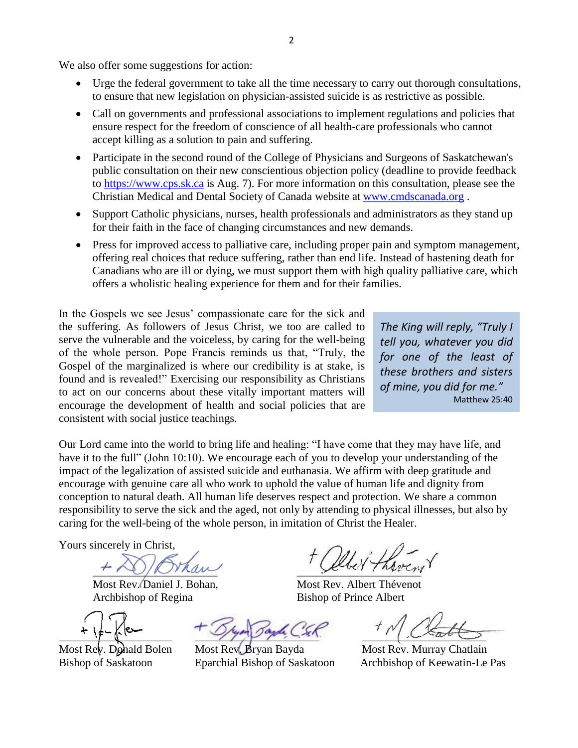We also offer some suggestions for action:

- Urge the federal government to take all the time necessary to carry out thorough consultations, to ensure that new legislation on physician-assisted suicide is as restrictive as possible.
- Call on governments and professional associations to implement regulations and policies that ensure respect for the freedom of conscience of all health-care professionals who cannot accept killing as a solution to pain and suffering.
- Participate in the second round of the College of Physicians and Surgeons of Saskatchewan's public consultation on their new conscientious objection policy (deadline to provide feedback to https://www.cps.sk.ca is Aug. 7). For more information on this consultation, please see the Christian Medical and Dental Society of Canada website at www.cmdscanada.org .
- Support Catholic physicians, nurses, health professionals and administrators as they stand up for their faith in the face of changing circumstances and new demands.
- Press for improved access to palliative care, including proper pain and symptom management, offering real choices that reduce suffering, rather than end life. Instead of hastening death for Canadians who are ill or dying, we must support them with high quality palliative care, which offers a wholistic healing experience for them and for their families.

In the Gospels we see Jesus' compassionate care for the sick and the suffering. As followers of Jesus Christ, we too are called to serve the vulnerable and the voiceless, by caring for the well-being of the whole person. Pope Francis reminds us that, "Truly, the Gospel of the marginalized is where our credibility is at stake, is found and is revealed!" Exercising our responsibility as Christians to act on our concerns about these vitally important matters will encourage the development of health and social policies that are consistent with social justice teachings.

> *The King will reply, "Truly I tell you, whatever you did for one of the least of these brothers and sisters of mine, you did for me."*
> Matthew 25:40

Our Lord came into the world to bring life and healing: "I have come that they may have life, and have it to the full" (John 10:10). We encourage each of you to develop your understanding of the impact of the legalization of assisted suicide and euthanasia. We affirm with deep gratitude and encourage with genuine care all who work to uphold the value of human life and dignity from conception to natural death. All human life deserves respect and protection. We share a common responsibility to serve the sick and the aged, not only by attending to physical illnesses, but also by caring for the well-being of the whole person, in imitation of Christ the Healer.

Yours sincerely in Christ,

Most Rev. Daniel J. Bohan,
Archbishop of Regina

Most Rev. Albert Thévenot
Bishop of Prince Albert

Most Rev. Donald Bolen
Bishop of Saskatoon

Most Rev. Bryan Bayda
Eparchial Bishop of Saskatoon

Most Rev. Murray Chatlain
Archbishop of Keewatin-Le Pas